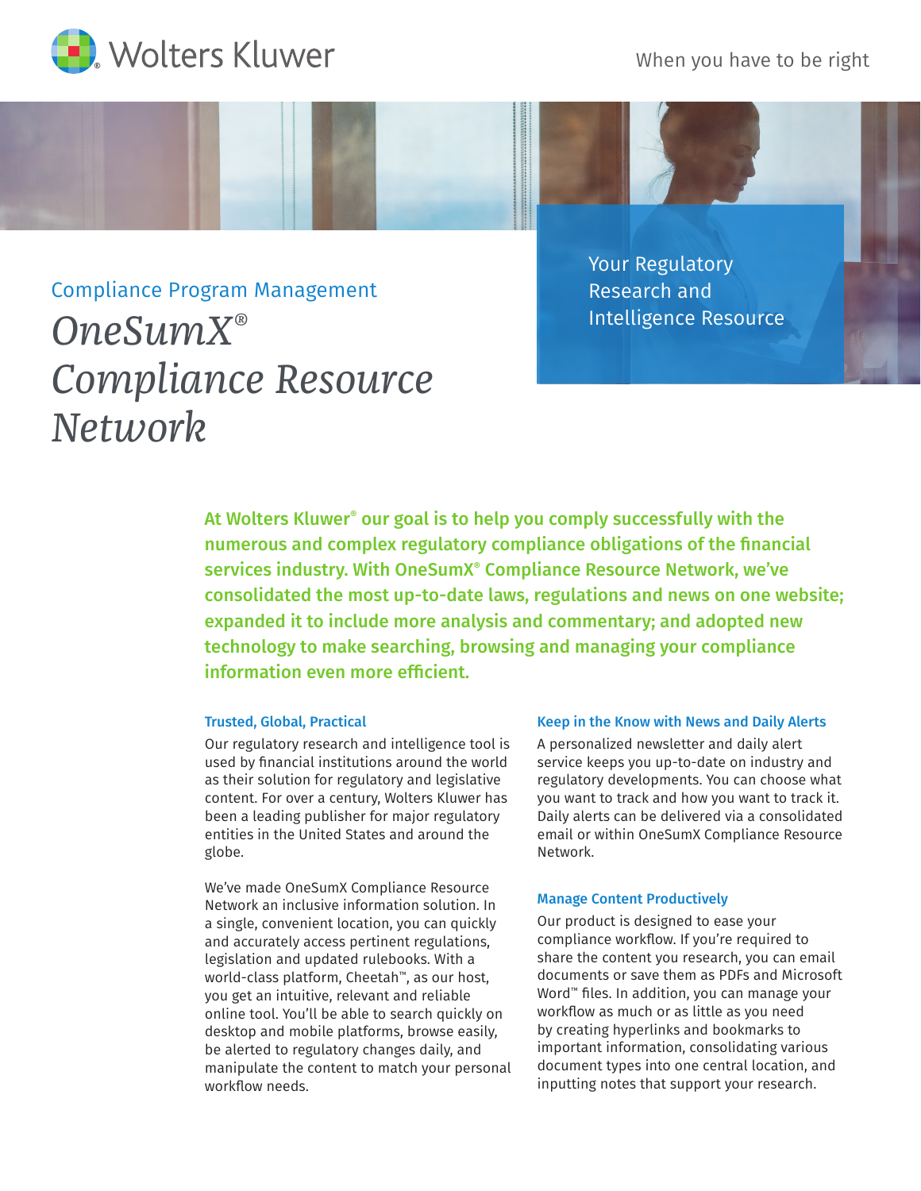Wolters Kluwer

When you have to be right

Compliance Program Management

# *OneSumX® Compliance Resource Network*

Your Regulatory Research and Intelligence Resource

**At Wolters Kluwer® our goal is to help you comply successfully with the numerous and complex regulatory compliance obligations of the financial services industry. With OneSumX® Compliance Resource Network, we've consolidated the most up-to-date laws, regulations and news on one website; expanded it to include more analysis and commentary; and adopted new technology to make searching, browsing and managing your compliance information even more efficient.**

### Trusted, Global, Practical

Our regulatory research and intelligence tool is used by financial institutions around the world as their solution for regulatory and legislative content. For over a century, Wolters Kluwer has been a leading publisher for major regulatory entities in the United States and around the globe.

We've made OneSumX Compliance Resource Network an inclusive information solution. In a single, convenient location, you can quickly and accurately access pertinent regulations, legislation and updated rulebooks. With a world-class platform, Cheetah™, as our host, you get an intuitive, relevant and reliable online tool. You'll be able to search quickly on desktop and mobile platforms, browse easily, be alerted to regulatory changes daily, and manipulate the content to match your personal workflow needs.

### Keep in the Know with News and Daily Alerts

A personalized newsletter and daily alert service keeps you up-to-date on industry and regulatory developments. You can choose what you want to track and how you want to track it. Daily alerts can be delivered via a consolidated email or within OneSumX Compliance Resource Network.

### Manage Content Productively

Our product is designed to ease your compliance workflow. If you're required to share the content you research, you can email documents or save them as PDFs and Microsoft Word™ files. In addition, you can manage your workflow as much or as little as you need by creating hyperlinks and bookmarks to important information, consolidating various document types into one central location, and inputting notes that support your research.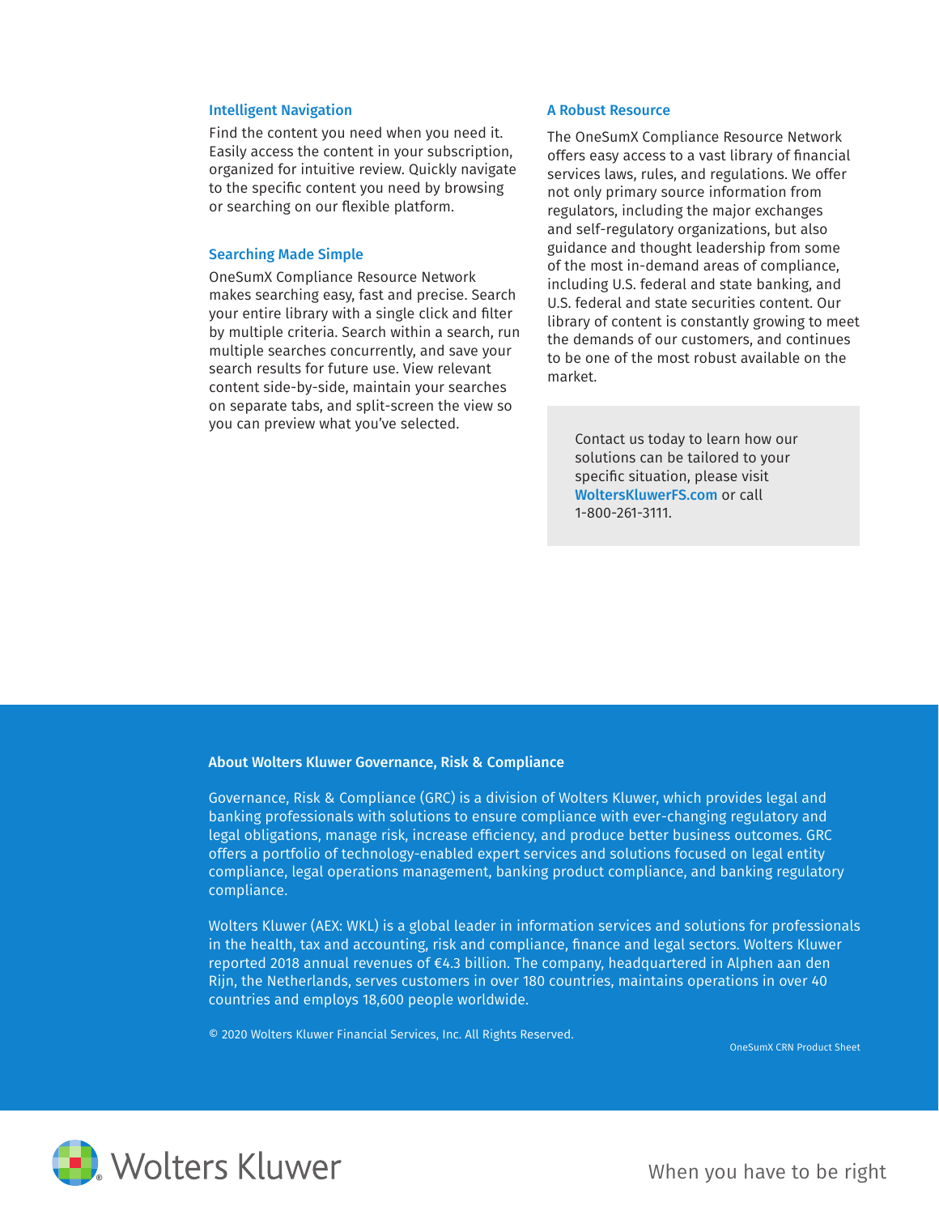### Intelligent Navigation

Find the content you need when you need it. Easily access the content in your subscription, organized for intuitive review. Quickly navigate to the specific content you need by browsing or searching on our flexible platform.

### Searching Made Simple

OneSumX Compliance Resource Network makes searching easy, fast and precise. Search your entire library with a single click and filter by multiple criteria. Search within a search, run multiple searches concurrently, and save your search results for future use. View relevant content side-by-side, maintain your searches on separate tabs, and split-screen the view so you can preview what you've selected.

### A Robust Resource

The OneSumX Compliance Resource Network offers easy access to a vast library of financial services laws, rules, and regulations. We offer not only primary source information from regulators, including the major exchanges and self-regulatory organizations, but also guidance and thought leadership from some of the most in-demand areas of compliance, including U.S. federal and state banking, and U.S. federal and state securities content. Our library of content is constantly growing to meet the demands of our customers, and continues to be one of the most robust available on the market.

Contact us today to learn how our solutions can be tailored to your specific situation, please visit **WoltersKluwerFS.com** or call 1-800-261-3111.

**About Wolters Kluwer Governance, Risk & Compliance**

Governance, Risk & Compliance (GRC) is a division of Wolters Kluwer, which provides legal and banking professionals with solutions to ensure compliance with ever-changing regulatory and legal obligations, manage risk, increase efficiency, and produce better business outcomes. GRC offers a portfolio of technology-enabled expert services and solutions focused on legal entity compliance, legal operations management, banking product compliance, and banking regulatory compliance.

Wolters Kluwer (AEX: WKL) is a global leader in information services and solutions for professionals in the health, tax and accounting, risk and compliance, finance and legal sectors. Wolters Kluwer reported 2018 annual revenues of €4.3 billion. The company, headquartered in Alphen aan den Rijn, the Netherlands, serves customers in over 180 countries, maintains operations in over 40 countries and employs 18,600 people worldwide.

© 2020 Wolters Kluwer Financial Services, Inc. All Rights Reserved.

OneSumX CRN Product Sheet

Wolters Kluwer

When you have to be right